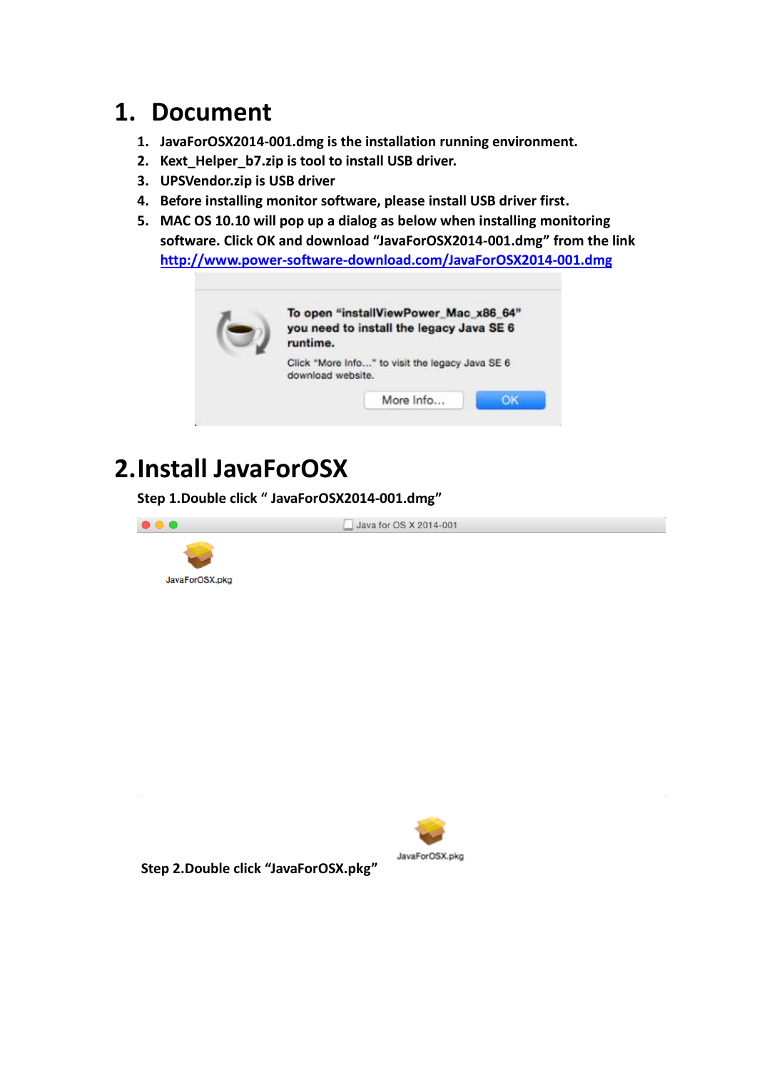# 1. Document

1. JavaForOSX2014-001.dmg is the installation running environment.
2. Kext_Helper_b7.zip is tool to install USB driver.
3. UPSVendor.zip is USB driver
4. Before installing monitor software, please install USB driver first.
5. MAC OS 10.10 will pop up a dialog as below when installing monitoring software. Click OK and download “JavaForOSX2014-001.dmg” from the link http://www.power-software-download.com/JavaForOSX2014-001.dmg

# 2. Install JavaForOSX

Step 1.Double click “ JavaForOSX2014-001.dmg”

Step 2.Double click “JavaForOSX.pkg”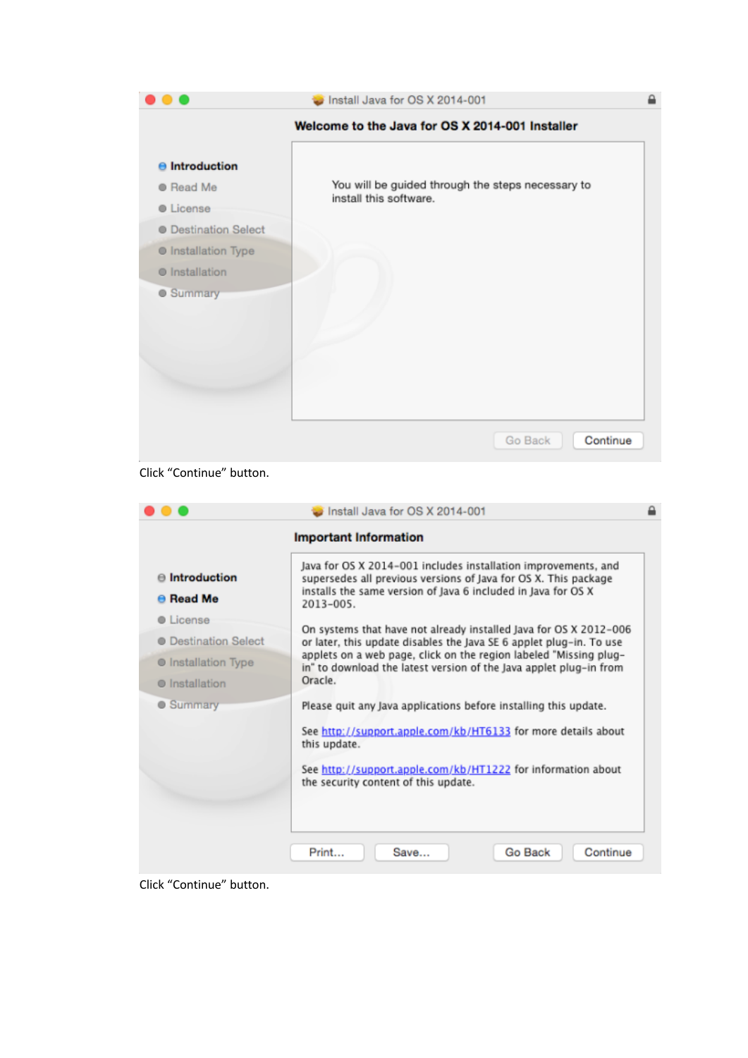Install Java for OS X 2014-001

**Welcome to the Java for OS X 2014-001 Installer**

- **Introduction**
- Read Me
- License
- Destination Select
- Installation Type
- Installation
- Summary

You will be guided through the steps necessary to install this software.

Go Back | Continue

Click "Continue" button.

Install Java for OS X 2014-001

**Important Information**

- **Introduction**
- **Read Me**
- License
- Destination Select
- Installation Type
- Installation
- Summary

Java for OS X 2014-001 includes installation improvements, and supersedes all previous versions of Java for OS X. This package installs the same version of Java 6 included in Java for OS X 2013-005.

On systems that have not already installed Java for OS X 2012-006 or later, this update disables the Java SE 6 applet plug-in. To use applets on a web page, click on the region labeled "Missing plug-in" to download the latest version of the Java applet plug-in from Oracle.

Please quit any Java applications before installing this update.

See http://support.apple.com/kb/HT6133 for more details about this update.

See http://support.apple.com/kb/HT1222 for information about the security content of this update.

Print... | Save... | Go Back | Continue

Click "Continue" button.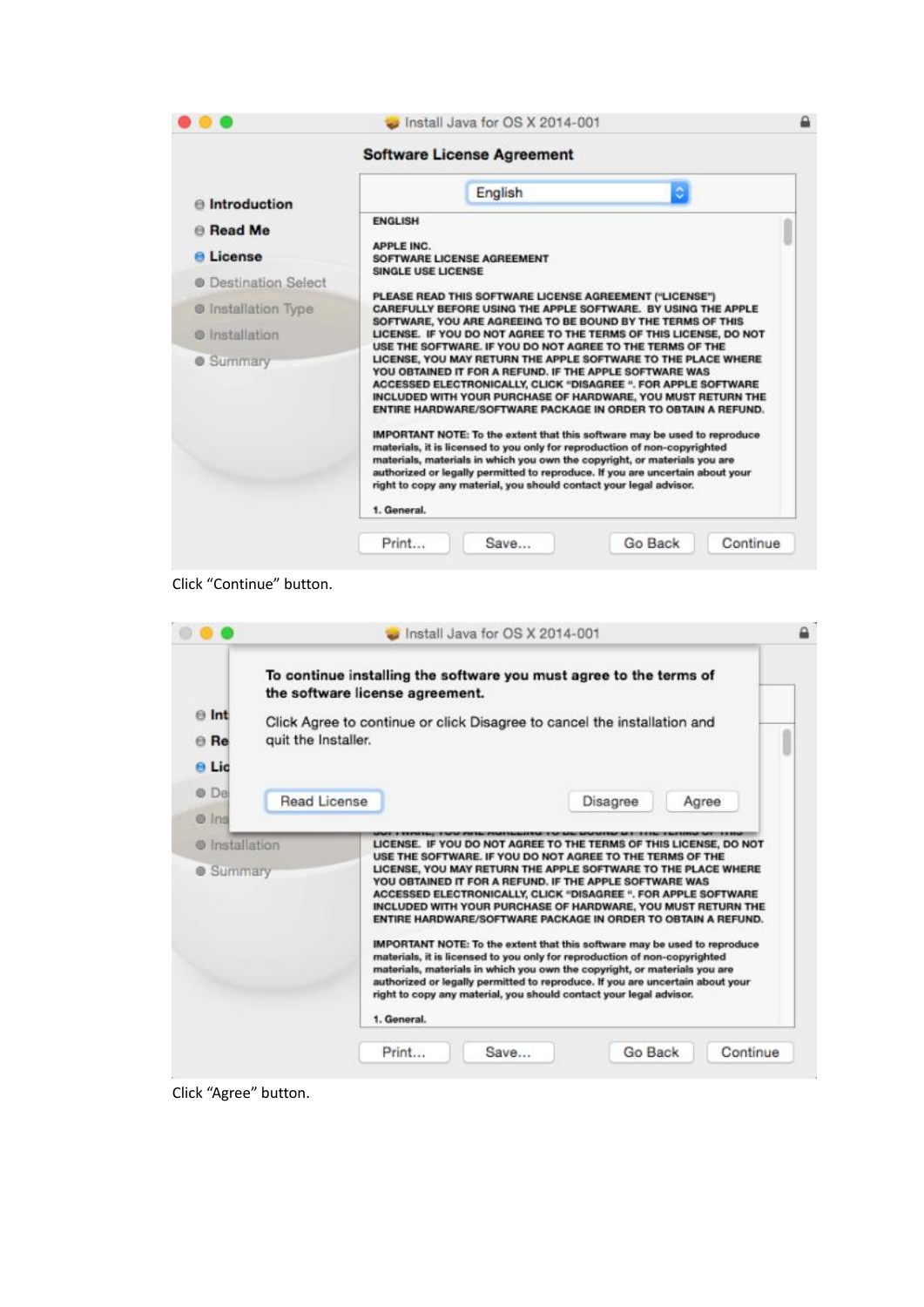Click “Continue” button.

Click “Agree” button.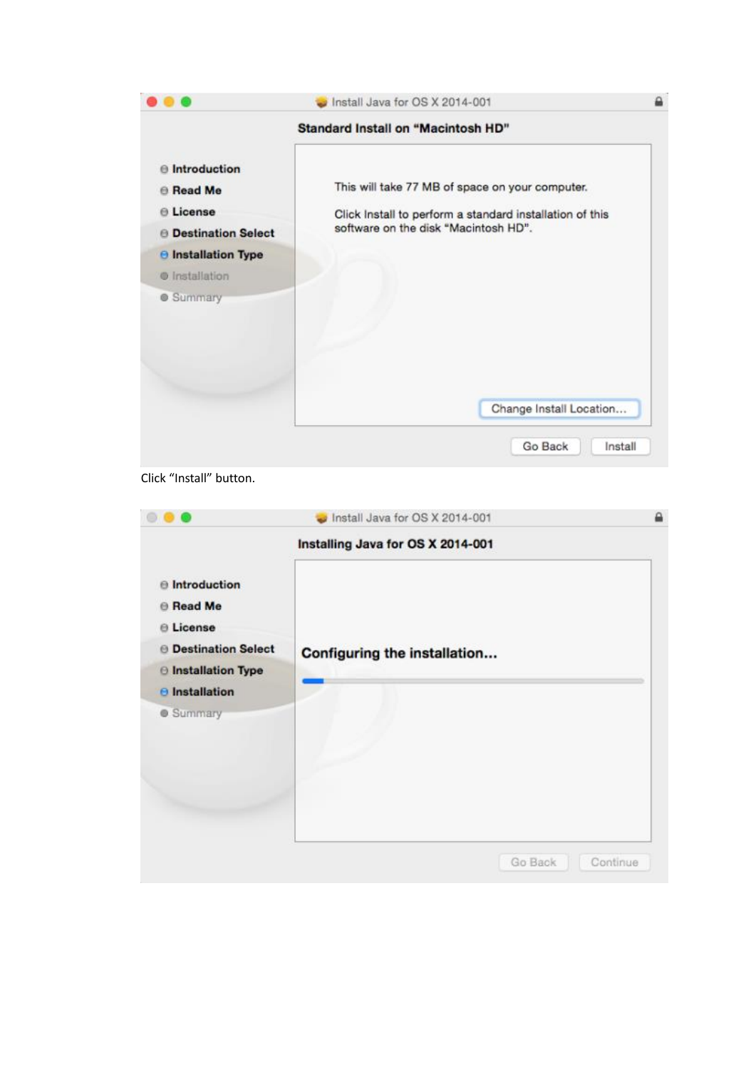Click “Install” button.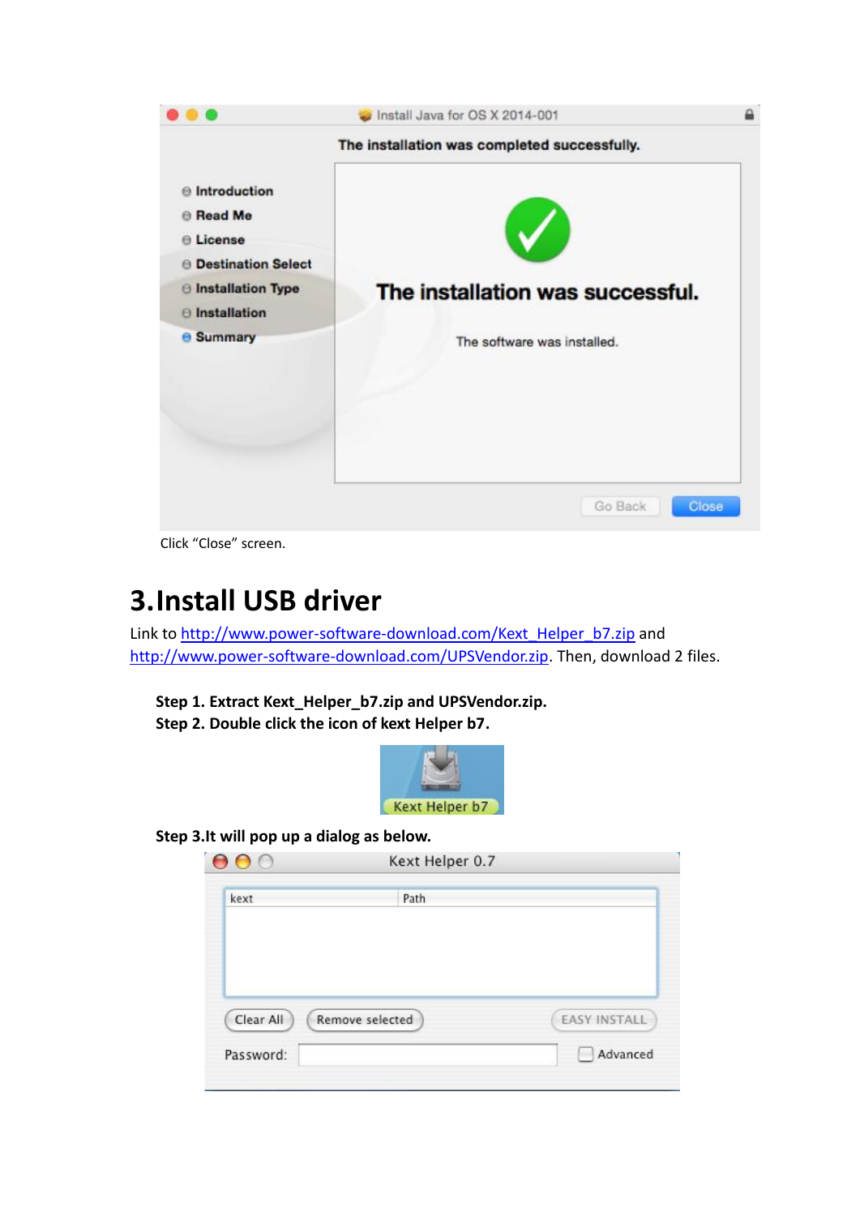Click "Close" screen.

# 3. Install USB driver

Link to http://www.power-software-download.com/Kext_Helper_b7.zip and http://www.power-software-download.com/UPSVendor.zip. Then, download 2 files.

**Step 1. Extract Kext_Helper_b7.zip and UPSVendor.zip.**
**Step 2. Double click the icon of kext Helper b7.**

**Step 3.It will pop up a dialog as below.**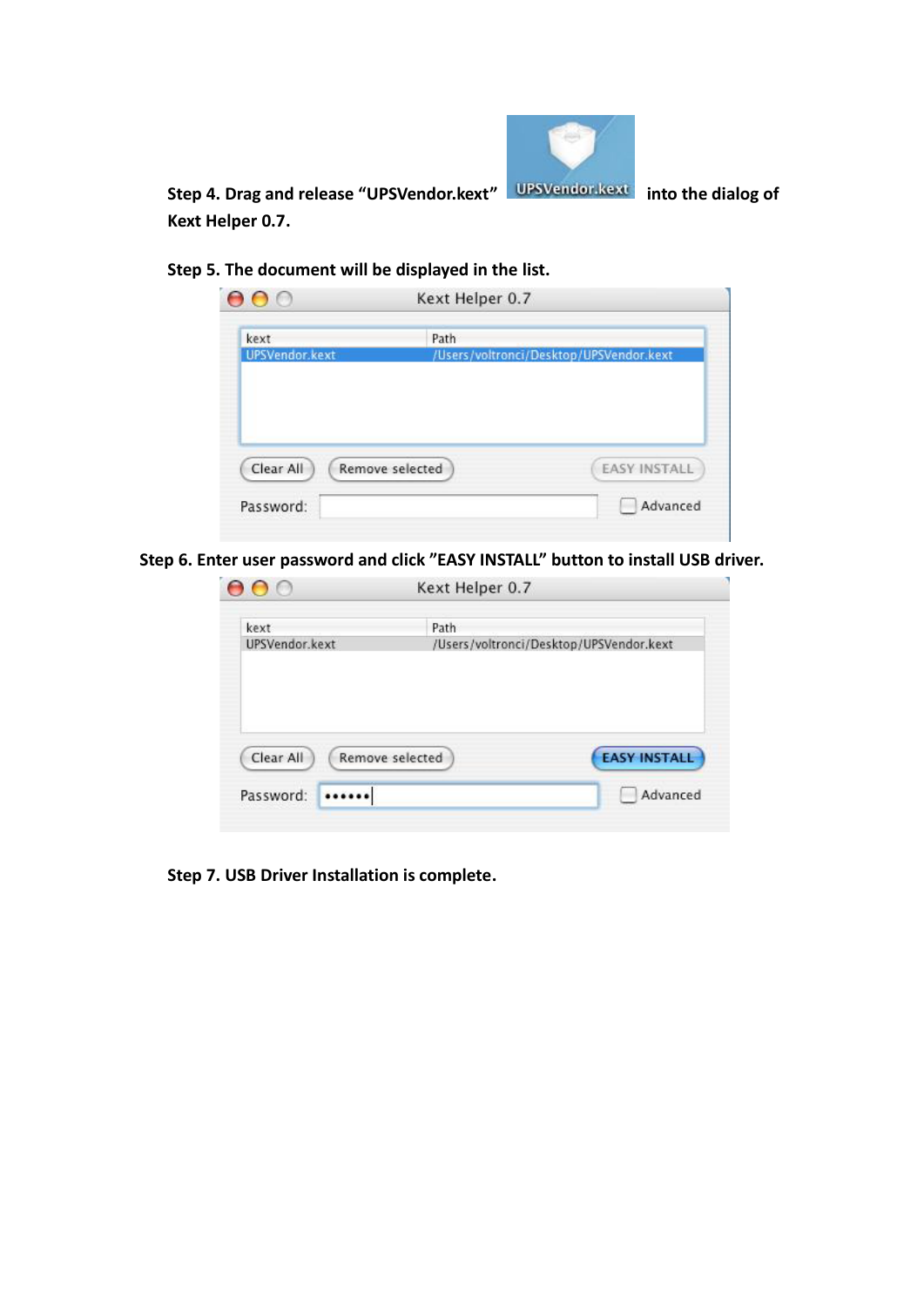**Step 4. Drag and release “UPSVendor.kext” into the dialog of Kext Helper 0.7.**

**Step 5. The document will be displayed in the list.**

**Step 6. Enter user password and click ”EASY INSTALL” button to install USB driver.**

**Step 7. USB Driver Installation is complete.**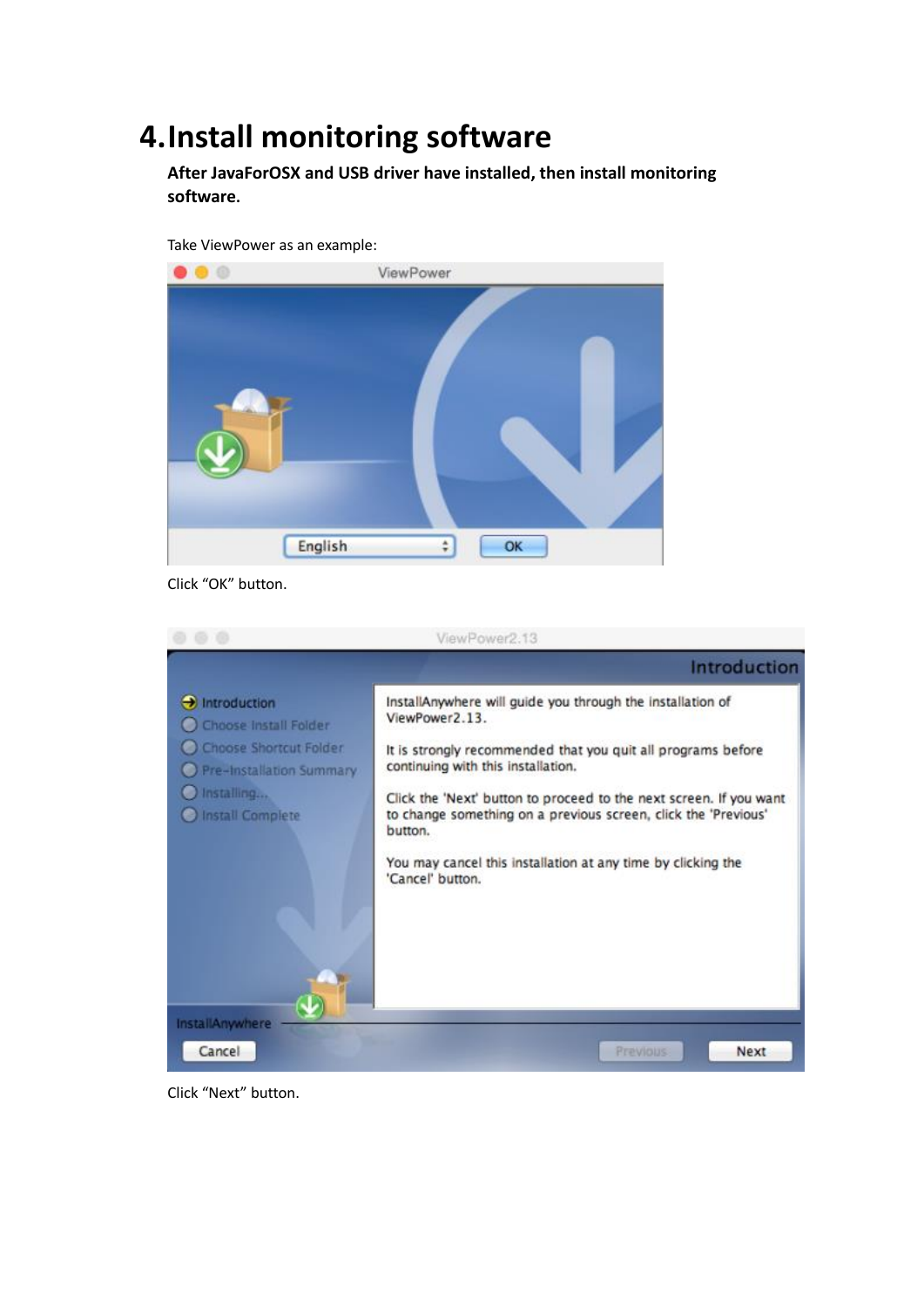# 4. Install monitoring software

**After JavaForOSX and USB driver have installed, then install monitoring software.**

Take ViewPower as an example:

Click “OK” button.

Click “Next” button.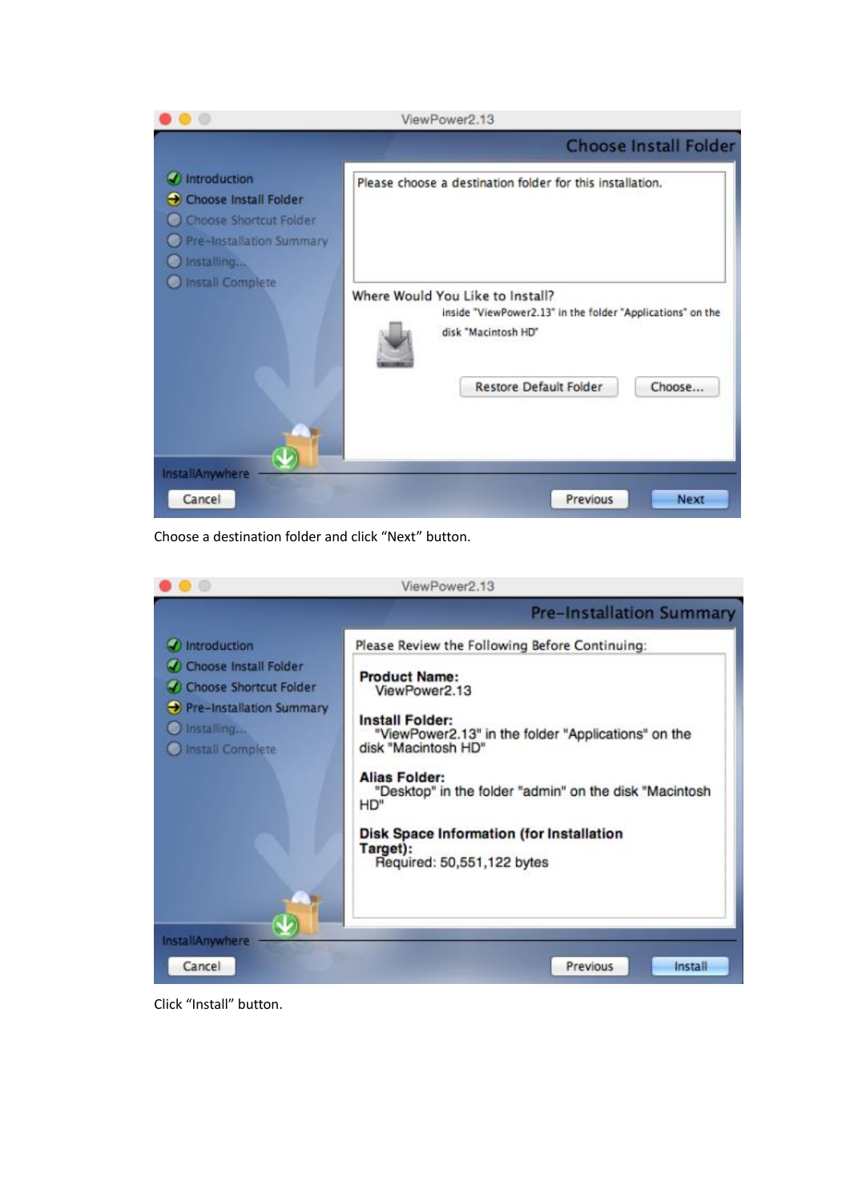ViewPower2.13

**Choose Install Folder**

- Introduction
- Choose Install Folder
- Choose Shortcut Folder
- Pre-Installation Summary
- Installing...
- Install Complete

Please choose a destination folder for this installation.

Where Would You Like to Install?

inside "ViewPower2.13" in the folder "Applications" on the disk "Macintosh HD"

Restore Default Folder | Choose...

InstallAnywhere

Cancel | Previous | Next

Choose a destination folder and click "Next" button.

ViewPower2.13

**Pre-Installation Summary**

- Introduction
- Choose Install Folder
- Choose Shortcut Folder
- Pre-Installation Summary
- Installing...
- Install Complete

Please Review the Following Before Continuing:

**Product Name:**
ViewPower2.13

**Install Folder:**
"ViewPower2.13" in the folder "Applications" on the disk "Macintosh HD"

**Alias Folder:**
"Desktop" in the folder "admin" on the disk "Macintosh HD"

**Disk Space Information (for Installation Target):**
Required: 50,551,122 bytes

InstallAnywhere

Cancel | Previous | Install

Click "Install" button.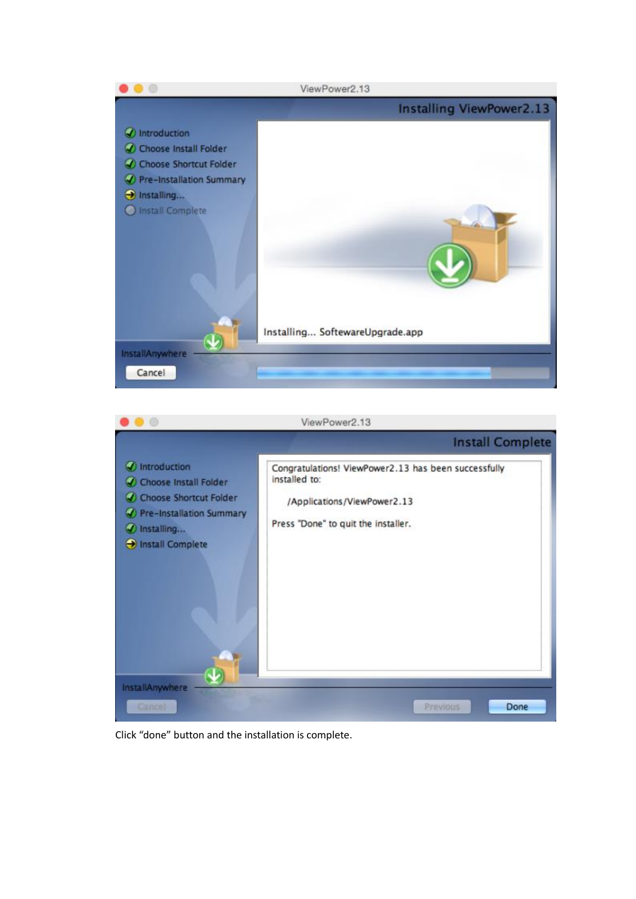Click “done” button and the installation is complete.